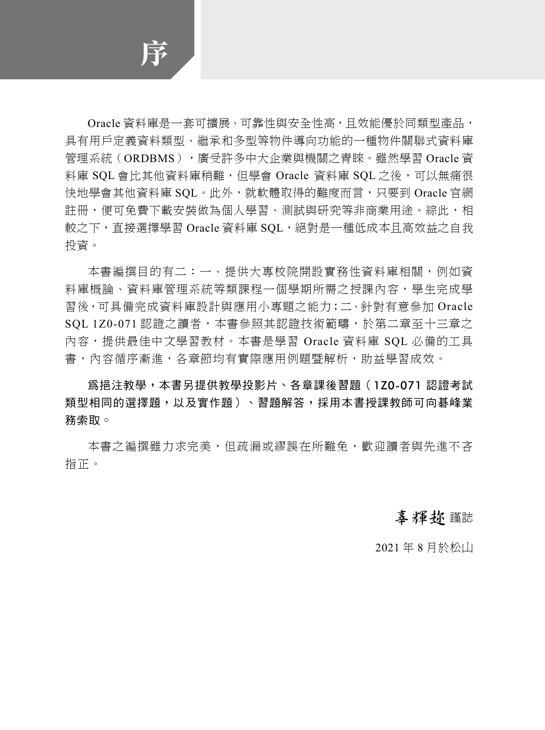# 序

Oracle 資料庫是一套可擴展、可靠性與安全性高，且效能優於同類型產品，具有用戶定義資料類型、繼承和多型等物件導向功能的一種物件關聯式資料庫管理系統（ORDBMS），廣受許多中大企業與機關之青睞。雖然學習 Oracle 資料庫 SQL 會比其他資料庫稍難，但學會 Oracle 資料庫 SQL 之後，可以無痛很快地學會其他資料庫 SQL。此外，就軟體取得的難度而言，只要到 Oracle 官網註冊，便可免費下載安裝做為個人學習、測試與研究等非商業用途。綜此，相較之下，直接選擇學習 Oracle 資料庫 SQL，絕對是一種低成本且高效益之自我投資。

本書編撰目的有二：一、提供大專校院開設實務性資料庫相關，例如資料庫概論、資料庫管理系統等類課程一個學期所需之授課內容，學生完成學習後，可具備完成資料庫設計與應用小專題之能力；二、針對有意參加 Oracle SQL 1Z0-071 認證之讀者，本書參照其認證技術範疇，於第二章至十三章之內容，提供最佳中文學習教材。本書是學習 Oracle 資料庫 SQL 必備的工具書，內容循序漸進，各章節均有實際應用例題暨解析，助益學習成效。

**為挹注教學，本書另提供教學投影片、各章課後習題（1Z0-071 認證考試類型相同的選擇題，以及實作題）、習題解答，採用本書授課教師可向碁峰業務索取。**

本書之編撰雖力求完美，但疏漏或謬誤在所難免，歡迎讀者與先進不吝指正。

辜輝趂 謹誌

2021 年 8 月於松山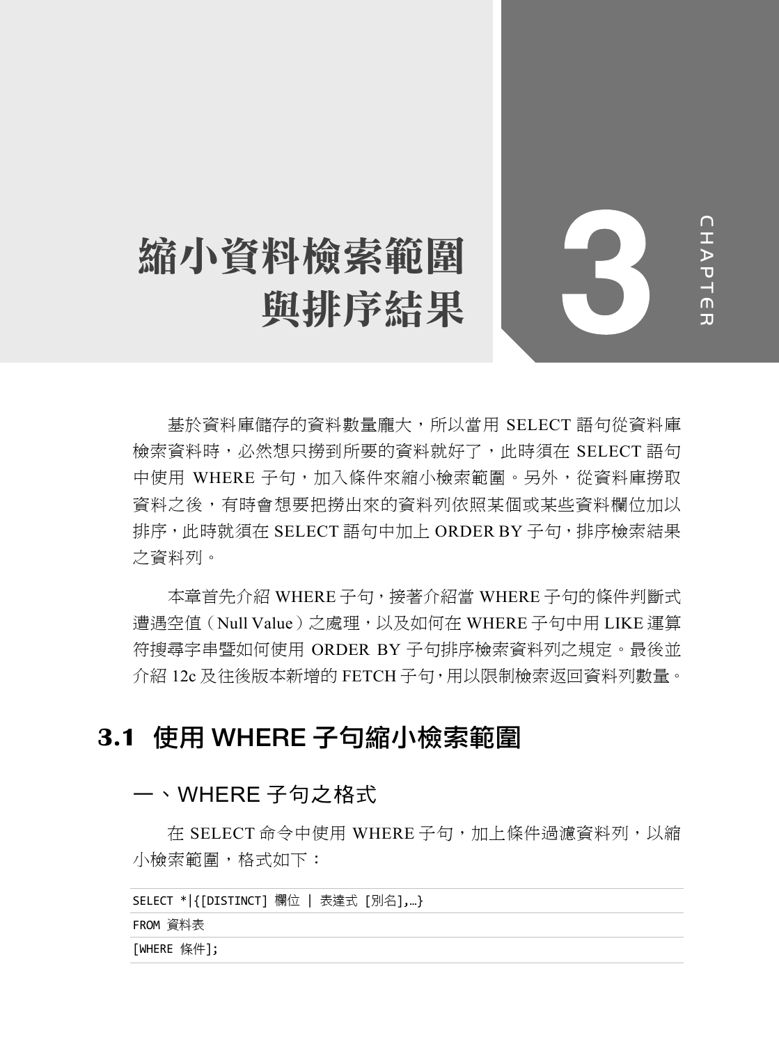# 3 CHAPTER 縮小資料檢索範圍與排序結果

基於資料庫儲存的資料數量龐大，所以當用 SELECT 語句從資料庫檢索資料時，必然想只撈到所要的資料就好了，此時須在 SELECT 語句中使用 WHERE 子句，加入條件來縮小檢索範圍。另外，從資料庫撈取資料之後，有時會想要把撈出來的資料列依照某個或某些資料欄位加以排序，此時就須在 SELECT 語句中加上 ORDER BY 子句，排序檢索結果之資料列。

本章首先介紹 WHERE 子句，接著介紹當 WHERE 子句的條件判斷式遭遇空值（Null Value）之處理，以及如何在 WHERE 子句中用 LIKE 運算符搜尋字串暨如何使用 ORDER BY 子句排序檢索資料列之規定。最後並介紹 12c 及往後版本新增的 FETCH 子句，用以限制檢索返回資料列數量。

## 3.1 使用 WHERE 子句縮小檢索範圍

### 一、WHERE 子句之格式

在 SELECT 命令中使用 WHERE 子句，加上條件過濾資料列，以縮小檢索範圍，格式如下：

```
SELECT *|{[DISTINCT] 欄位 | 表達式 [別名],…}
FROM 資料表
[WHERE 條件];
```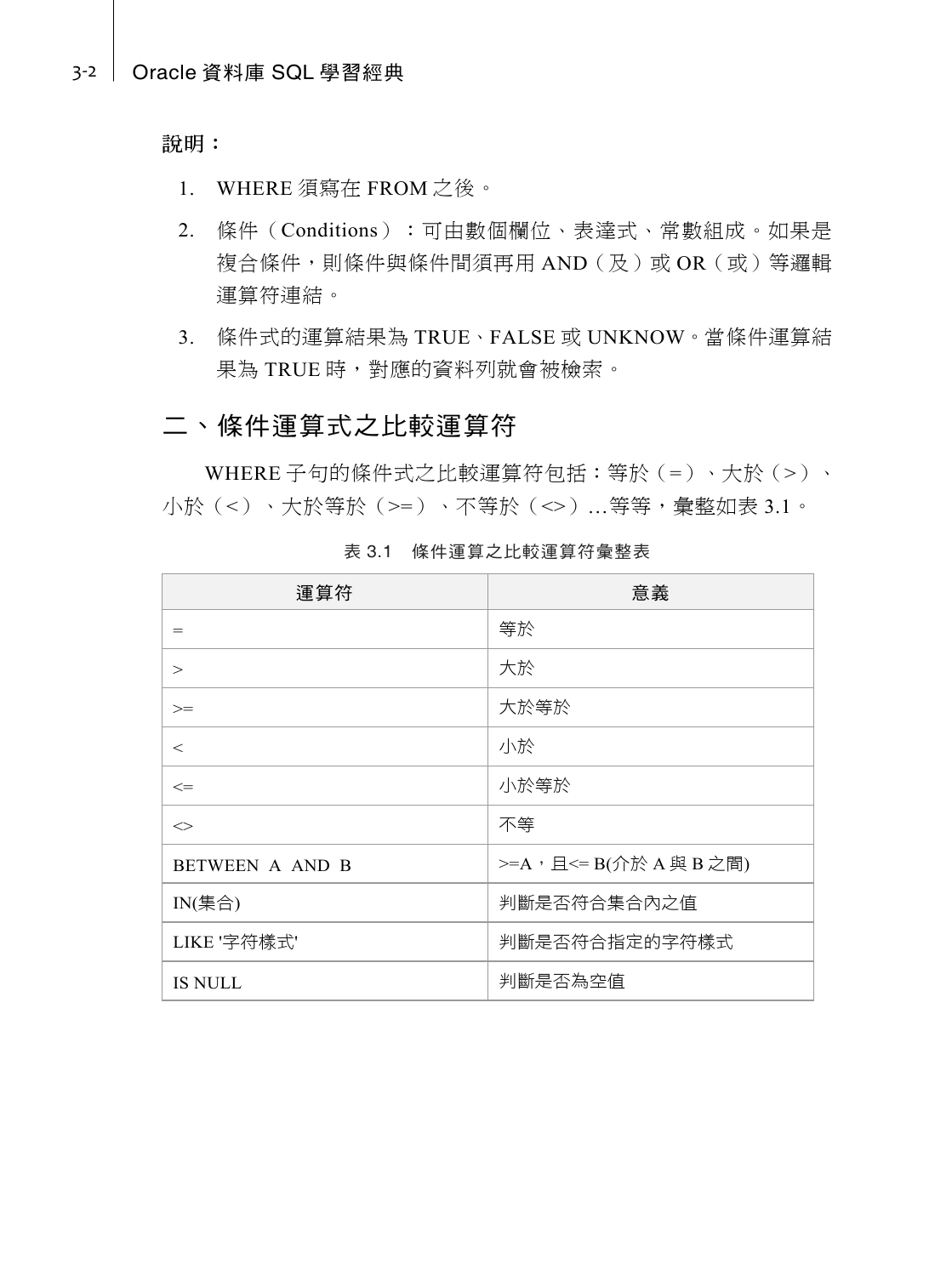**說明：**

1. WHERE 須寫在 FROM 之後。
2. 條件（Conditions）：可由數個欄位、表達式、常數組成。如果是複合條件，則條件與條件間須再用 AND（及）或 OR（或）等邏輯運算符連結。
3. 條件式的運算結果為 TRUE、FALSE 或 UNKNOW。當條件運算結果為 TRUE 時，對應的資料列就會被檢索。

## 二、條件運算式之比較運算符

WHERE 子句的條件式之比較運算符包括：等於（=）、大於（>）、小於（<）、大於等於（>=）、不等於（<>）…等等，彙整如表 3.1。

表 3.1　條件運算之比較運算符彙整表

| 運算符 | 意義 |
|---|---|
| = | 等於 |
| > | 大於 |
| >= | 大於等於 |
| < | 小於 |
| <= | 小於等於 |
| <> | 不等 |
| BETWEEN A AND B | >=A，且<= B(介於 A 與 B 之間) |
| IN(集合) | 判斷是否符合集合內之值 |
| LIKE '字符樣式' | 判斷是否符合指定的字符樣式 |
| IS NULL | 判斷是否為空值 |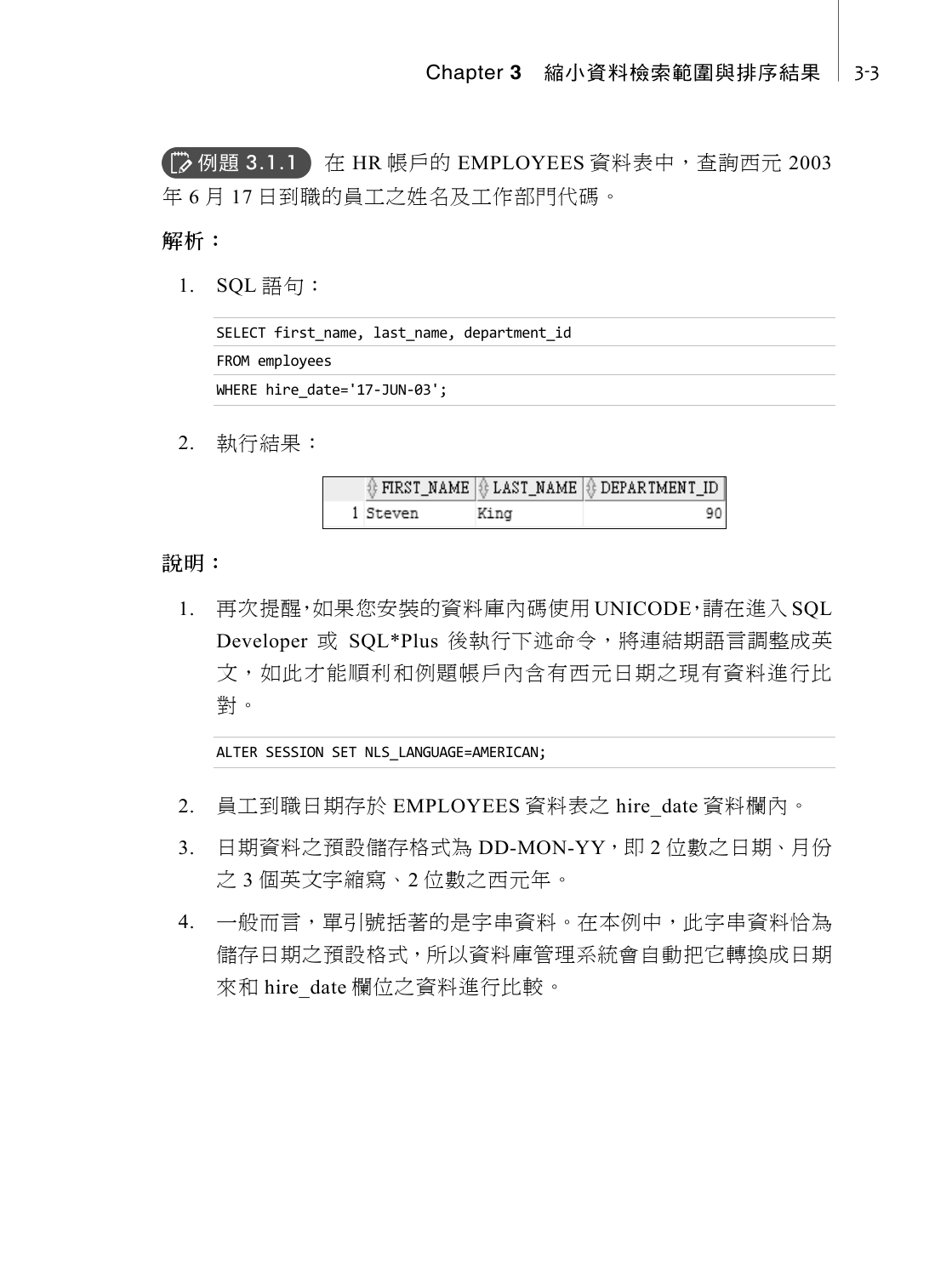例題 3.1.1 在 HR 帳戶的 EMPLOYEES 資料表中，查詢西元 2003 年 6 月 17 日到職的員工之姓名及工作部門代碼。

**解析：**

1. SQL 語句：

```
SELECT first_name, last_name, department_id
FROM employees
WHERE hire_date='17-JUN-03';
```

2. 執行結果：

| | FIRST_NAME | LAST_NAME | DEPARTMENT_ID |
|---|---|---|---|
| 1 | Steven | King | 90 |

**說明：**

1. 再次提醒，如果您安裝的資料庫內碼使用 UNICODE，請在進入 SQL Developer 或 SQL*Plus 後執行下述命令，將連結期語言調整成英文，如此才能順利和例題帳戶內含有西元日期之現有資料進行比對。

```
ALTER SESSION SET NLS_LANGUAGE=AMERICAN;
```

2. 員工到職日期存於 EMPLOYEES 資料表之 hire_date 資料欄內。
3. 日期資料之預設儲存格式為 DD-MON-YY，即 2 位數之日期、月份之 3 個英文字縮寫、2 位數之西元年。
4. 一般而言，單引號括著的是字串資料。在本例中，此字串資料恰為儲存日期之預設格式，所以資料庫管理系統會自動把它轉換成日期來和 hire_date 欄位之資料進行比較。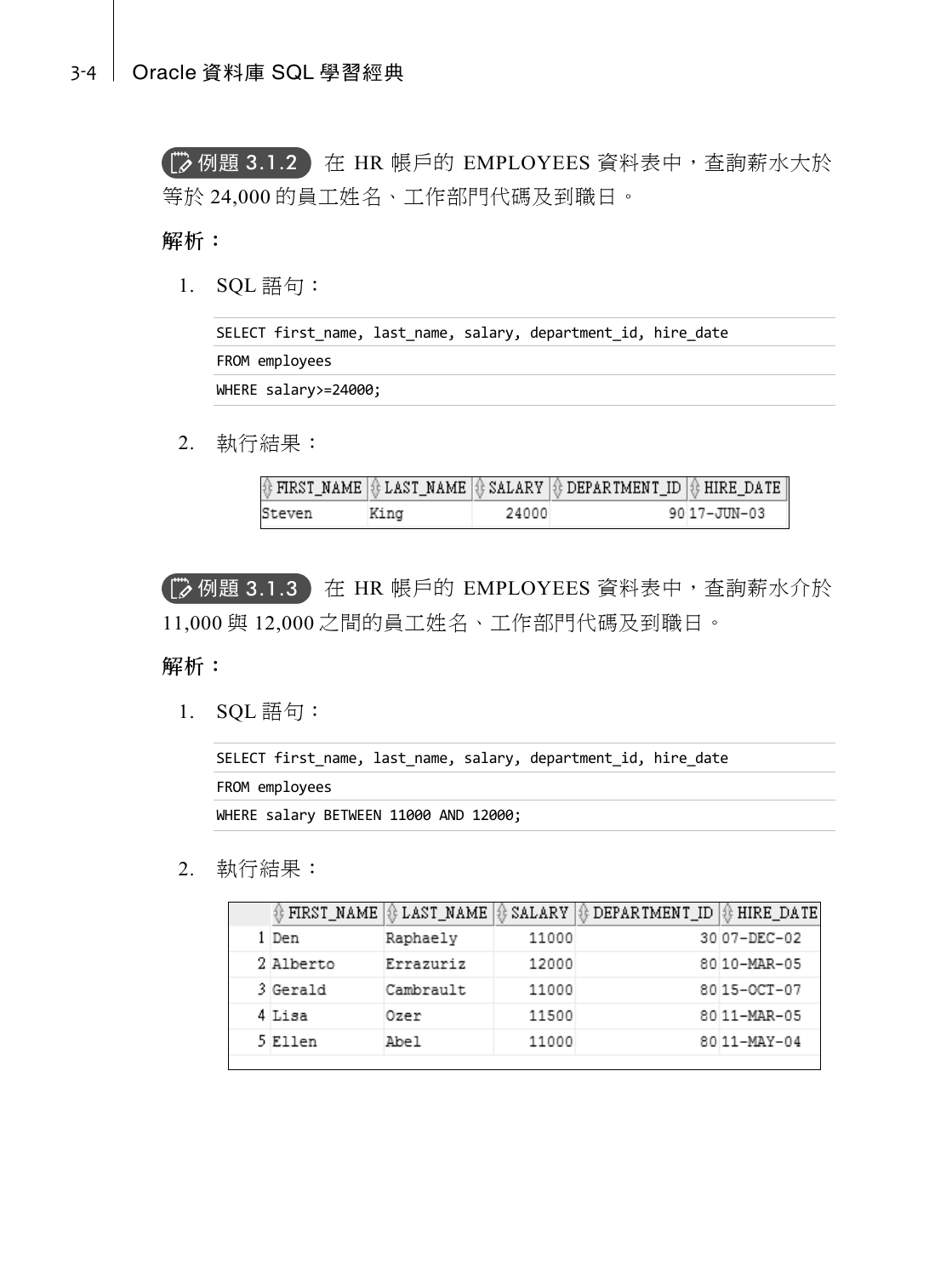**例題 3.1.2** 在 HR 帳戶的 EMPLOYEES 資料表中，查詢薪水大於等於 24,000 的員工姓名、工作部門代碼及到職日。

**解析：**

1. SQL 語句：

```
SELECT first_name, last_name, salary, department_id, hire_date
FROM employees
WHERE salary>=24000;
```

2. 執行結果：

| FIRST_NAME | LAST_NAME | SALARY | DEPARTMENT_ID | HIRE_DATE |
|---|---|---|---|---|
| Steven | King | 24000 | 90 | 17-JUN-03 |

**例題 3.1.3** 在 HR 帳戶的 EMPLOYEES 資料表中，查詢薪水介於 11,000 與 12,000 之間的員工姓名、工作部門代碼及到職日。

**解析：**

1. SQL 語句：

```
SELECT first_name, last_name, salary, department_id, hire_date
FROM employees
WHERE salary BETWEEN 11000 AND 12000;
```

2. 執行結果：

| | FIRST_NAME | LAST_NAME | SALARY | DEPARTMENT_ID | HIRE_DATE |
|---|---|---|---|---|---|
| 1 | Den | Raphaely | 11000 | 30 | 07-DEC-02 |
| 2 | Alberto | Errazuriz | 12000 | 80 | 10-MAR-05 |
| 3 | Gerald | Cambrault | 11000 | 80 | 15-OCT-07 |
| 4 | Lisa | Ozer | 11500 | 80 | 11-MAR-05 |
| 5 | Ellen | Abel | 11000 | 80 | 11-MAY-04 |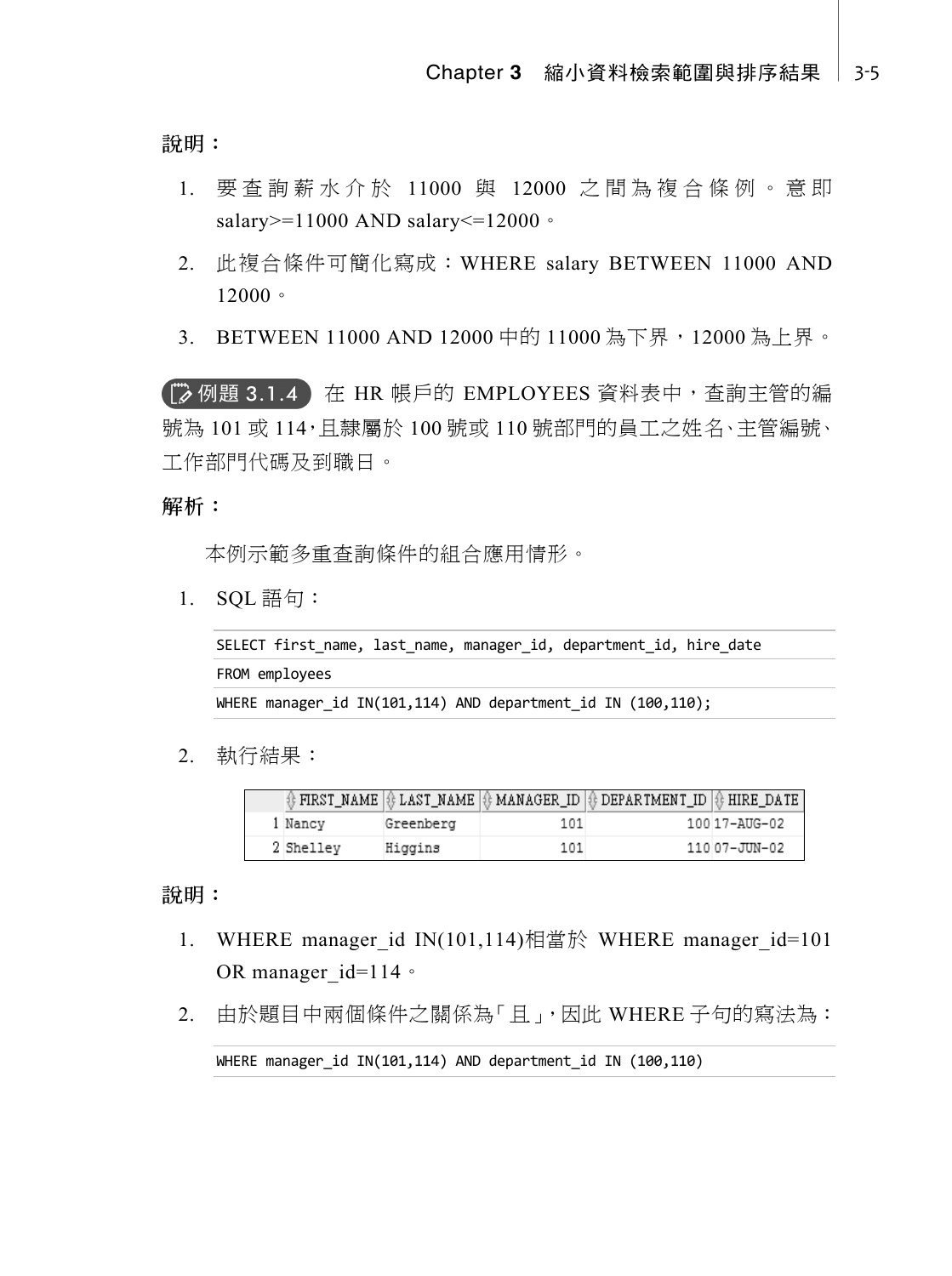**說明：**

1. 要查詢薪水介於 11000 與 12000 之間為複合條例。意即 salary>=11000 AND salary<=12000。
2. 此複合條件可簡化寫成：WHERE salary BETWEEN 11000 AND 12000。
3. BETWEEN 11000 AND 12000 中的 11000 為下界，12000 為上界。

**例題 3.1.4** 在 HR 帳戶的 EMPLOYEES 資料表中，查詢主管的編號為 101 或 114，且隸屬於 100 號或 110 號部門的員工之姓名、主管編號、工作部門代碼及到職日。

**解析：**

本例示範多重查詢條件的組合應用情形。

1. SQL 語句：

```
SELECT first_name, last_name, manager_id, department_id, hire_date
FROM employees
WHERE manager_id IN(101,114) AND department_id IN (100,110);
```

2. 執行結果：

| | FIRST_NAME | LAST_NAME | MANAGER_ID | DEPARTMENT_ID | HIRE_DATE |
|---|---|---|---|---|---|
| 1 | Nancy | Greenberg | 101 | 100 | 17-AUG-02 |
| 2 | Shelley | Higgins | 101 | 110 | 07-JUN-02 |

**說明：**

1. WHERE manager_id IN(101,114)相當於 WHERE manager_id=101 OR manager_id=114。
2. 由於題目中兩個條件之關係為「且」，因此 WHERE 子句的寫法為：

```
WHERE manager_id IN(101,114) AND department_id IN (100,110)
```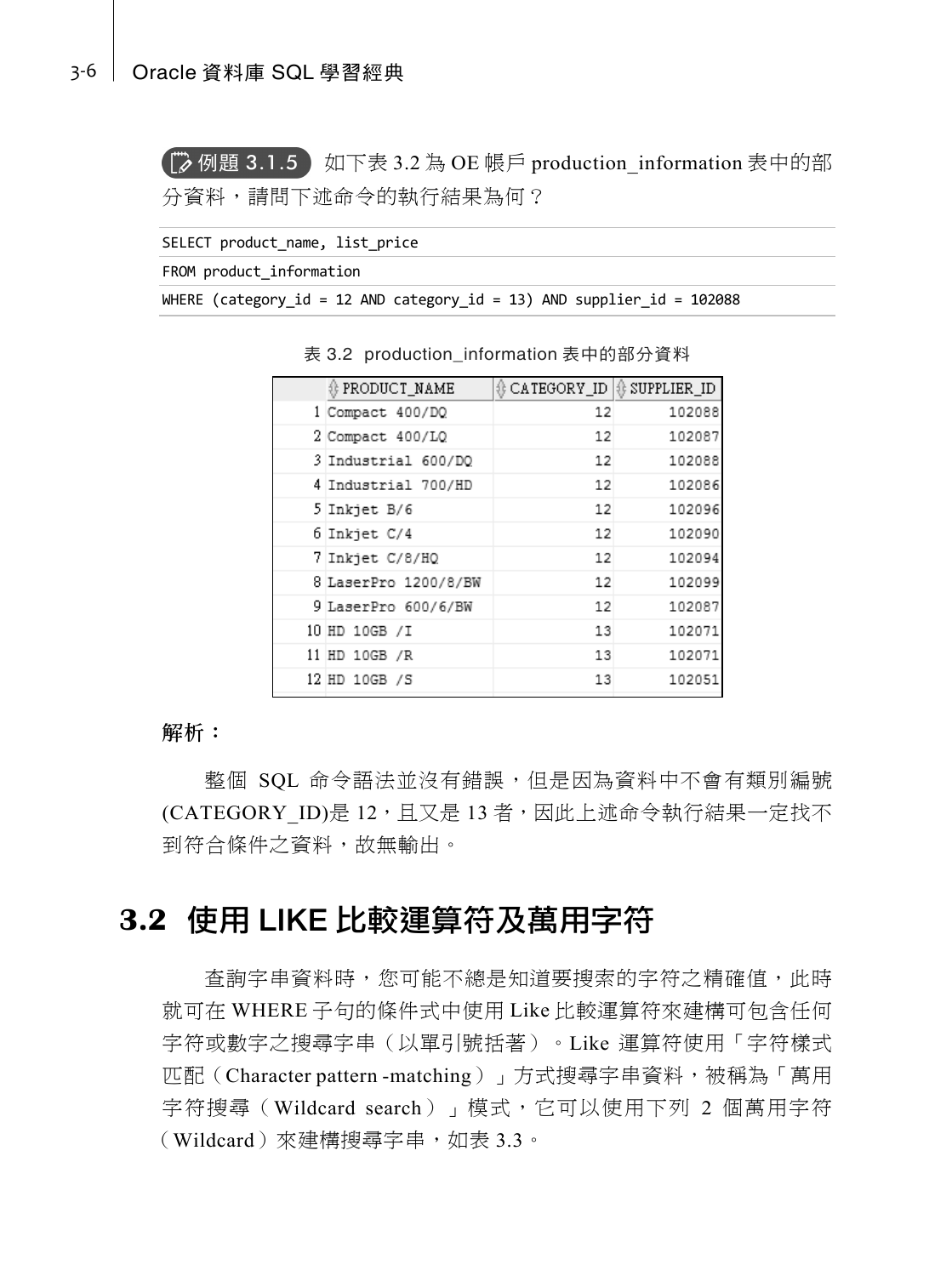例題 3.1.5 如下表 3.2 為 OE 帳戶 production_information 表中的部分資料，請問下述命令的執行結果為何？

```
SELECT product_name, list_price
FROM product_information
WHERE (category_id = 12 AND category_id = 13) AND supplier_id = 102088
```

表 3.2 production_information 表中的部分資料

| | PRODUCT_NAME | CATEGORY_ID | SUPPLIER_ID |
|---|---|---|---|
| 1 | Compact 400/DQ | 12 | 102088 |
| 2 | Compact 400/LQ | 12 | 102087 |
| 3 | Industrial 600/DQ | 12 | 102088 |
| 4 | Industrial 700/HD | 12 | 102086 |
| 5 | Inkjet B/6 | 12 | 102096 |
| 6 | Inkjet C/4 | 12 | 102090 |
| 7 | Inkjet C/8/HQ | 12 | 102094 |
| 8 | LaserPro 1200/8/BW | 12 | 102099 |
| 9 | LaserPro 600/6/BW | 12 | 102087 |
| 10 | HD 10GB /I | 13 | 102071 |
| 11 | HD 10GB /R | 13 | 102071 |
| 12 | HD 10GB /S | 13 | 102051 |

**解析：**

整個 SQL 命令語法並沒有錯誤，但是因為資料中不會有類別編號(CATEGORY_ID)是 12，且又是 13 者，因此上述命令執行結果一定找不到符合條件之資料，故無輸出。

## 3.2 使用 LIKE 比較運算符及萬用字符

查詢字串資料時，您可能不總是知道要搜索的字符之精確值，此時就可在 WHERE 子句的條件式中使用 Like 比較運算符來建構可包含任何字符或數字之搜尋字串（以單引號括著）。Like 運算符使用「字符樣式匹配（Character pattern -matching）」方式搜尋字串資料，被稱為「萬用字符搜尋（Wildcard search）」模式，它可以使用下列 2 個萬用字符（Wildcard）來建構搜尋字串，如表 3.3。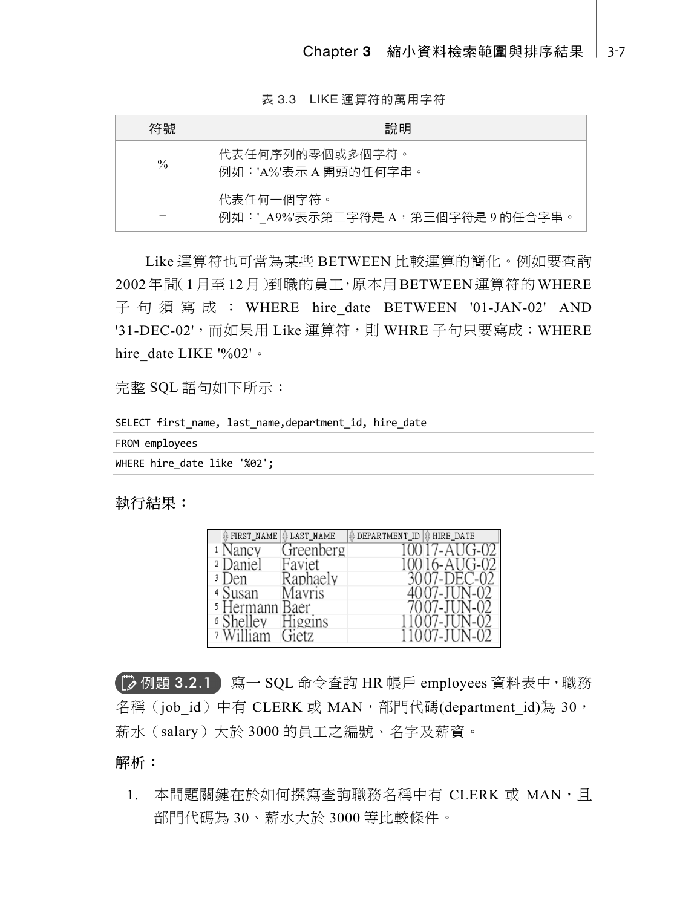表 3.3　LIKE 運算符的萬用字符

| 符號 | 說明 |
| --- | --- |
| % | 代表任何序列的零個或多個字符。<br>例如：'A%'表示 A 開頭的任何字串。 |
| _ | 代表任何一個字符。<br>例如：'_A9%'表示第二字符是 A，第三個字符是 9 的任合字串。 |

Like 運算符也可當為某些 BETWEEN 比較運算的簡化。例如要查詢 2002 年間( 1 月至 12 月 )到職的員工,原本用BETWEEN運算符的WHERE 子句須寫成：WHERE hire_date BETWEEN '01-JAN-02' AND '31-DEC-02'，而如果用 Like 運算符，則 WHRE 子句只要寫成：WHERE hire_date LIKE '%02'。

完整 SQL 語句如下所示：

```
SELECT first_name, last_name,department_id, hire_date
FROM employees
WHERE hire_date like '%02';
```

**執行結果：**

| | FIRST_NAME | LAST_NAME | DEPARTMENT_ID | HIRE_DATE |
| --- | --- | --- | --- | --- |
| 1 | Nancy | Greenberg | 100 | 17-AUG-02 |
| 2 | Daniel | Faviet | 100 | 16-AUG-02 |
| 3 | Den | Raphaely | 30 | 07-DEC-02 |
| 4 | Susan | Mavris | 40 | 07-JUN-02 |
| 5 | Hermann | Baer | 70 | 07-JUN-02 |
| 6 | Shelley | Higgins | 110 | 07-JUN-02 |
| 7 | William | Gietz | 110 | 07-JUN-02 |

**例題 3.2.1** 寫一 SQL 命令查詢 HR 帳戶 employees 資料表中，職務名稱（job_id）中有 CLERK 或 MAN，部門代碼(department_id)為 30，薪水（salary）大於 3000 的員工之編號、名字及薪資。

**解析：**

1. 本問題關鍵在於如何撰寫查詢職務名稱中有 CLERK 或 MAN，且部門代碼為 30、薪水大於 3000 等比較條件。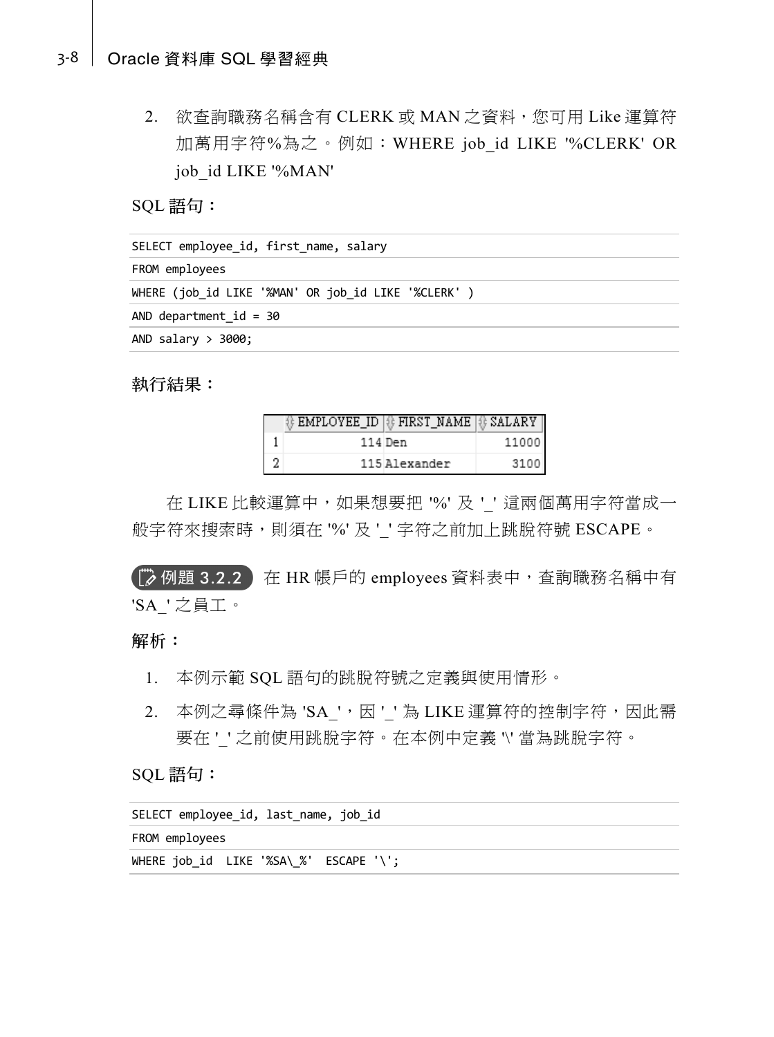2. 欲查詢職務名稱含有 CLERK 或 MAN 之資料，您可用 Like 運算符加萬用字符%為之。例如：WHERE job_id LIKE '%CLERK' OR job_id LIKE '%MAN'

**SQL 語句：**

```
SELECT employee_id, first_name, salary
FROM employees
WHERE (job_id LIKE '%MAN' OR job_id LIKE '%CLERK' )
AND department_id = 30
AND salary > 3000;
```

**執行結果：**

| | EMPLOYEE_ID | FIRST_NAME | SALARY |
|---|---|---|---|
| 1 | 114 | Den | 11000 |
| 2 | 115 | Alexander | 3100 |

在 LIKE 比較運算中，如果想要把 '%' 及 '_' 這兩個萬用字符當成一般字符來搜索時，則須在 '%' 及 '_' 字符之前加上跳脫符號 ESCAPE。

**例題 3.2.2** 在 HR 帳戶的 employees 資料表中，查詢職務名稱中有 'SA_' 之員工。

**解析：**

1. 本例示範 SQL 語句的跳脫符號之定義與使用情形。
2. 本例之尋條件為 'SA_'，因 '_' 為 LIKE 運算符的控制字符，因此需要在 '_' 之前使用跳脫字符。在本例中定義 '\' 當為跳脫字符。

**SQL 語句：**

```
SELECT employee_id, last_name, job_id
FROM employees
WHERE job_id  LIKE '%SA\_%'  ESCAPE '\';
```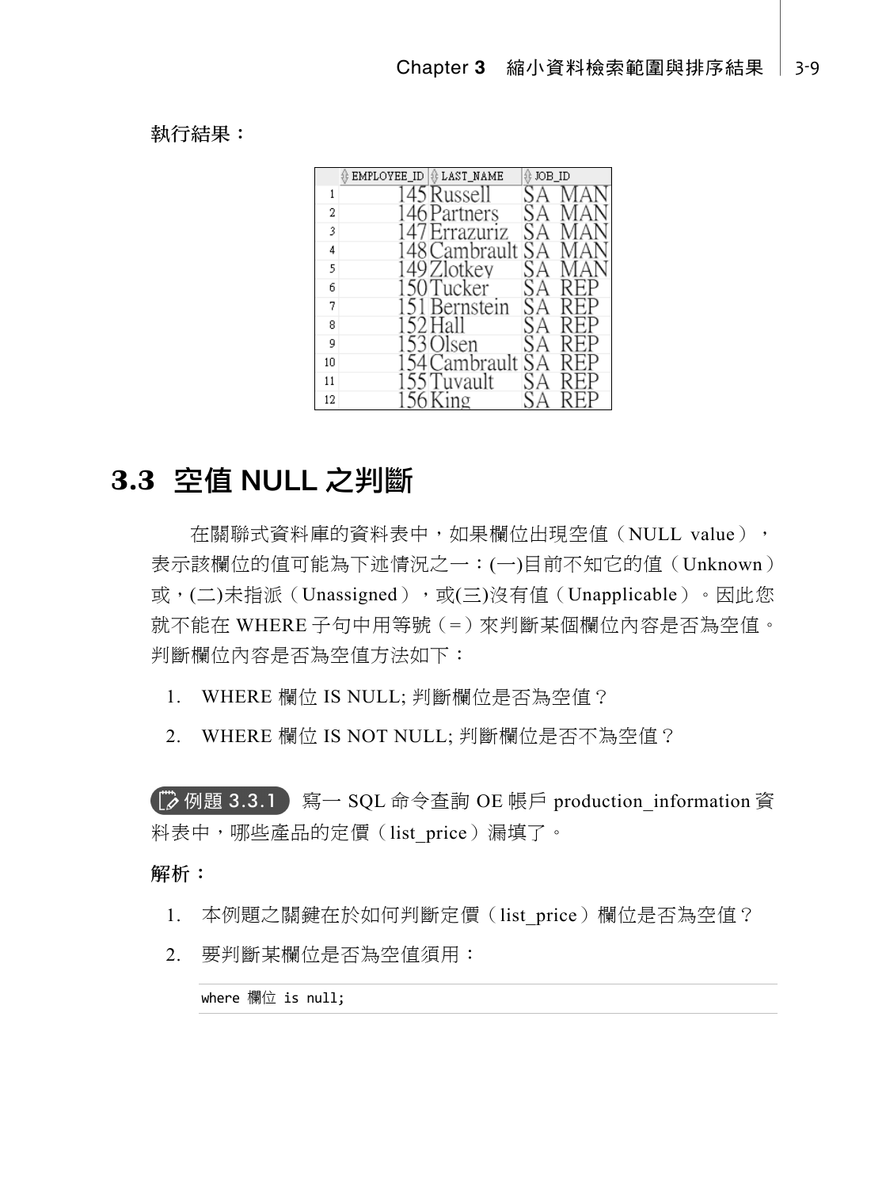**執行結果：**

|  | EMPLOYEE_ID | LAST_NAME | JOB_ID |
|---|---|---|---|
| 1 | 145 | Russell | SA_MAN |
| 2 | 146 | Partners | SA_MAN |
| 3 | 147 | Errazuriz | SA_MAN |
| 4 | 148 | Cambrault | SA_MAN |
| 5 | 149 | Zlotkey | SA_MAN |
| 6 | 150 | Tucker | SA_REP |
| 7 | 151 | Bernstein | SA_REP |
| 8 | 152 | Hall | SA_REP |
| 9 | 153 | Olsen | SA_REP |
| 10 | 154 | Cambrault | SA_REP |
| 11 | 155 | Tuvault | SA_REP |
| 12 | 156 | King | SA_REP |

## 3.3 空值 NULL 之判斷

在關聯式資料庫的資料表中，如果欄位出現空值（NULL value），表示該欄位的值可能為下述情況之一：(一)目前不知它的值（Unknown）或，(二)未指派（Unassigned），或(三)沒有值（Unapplicable）。因此您就不能在 WHERE 子句中用等號（=）來判斷某個欄位內容是否為空值。判斷欄位內容是否為空值方法如下：

1. WHERE 欄位 IS NULL; 判斷欄位是否為空值？
2. WHERE 欄位 IS NOT NULL; 判斷欄位是否不為空值？

**例題 3.3.1** 寫一 SQL 命令查詢 OE 帳戶 production_information 資料表中，哪些產品的定價（list_price）漏填了。

**解析：**

1. 本例題之關鍵在於如何判斷定價（list_price）欄位是否為空值？
2. 要判斷某欄位是否為空值須用：

```
where 欄位 is null;
```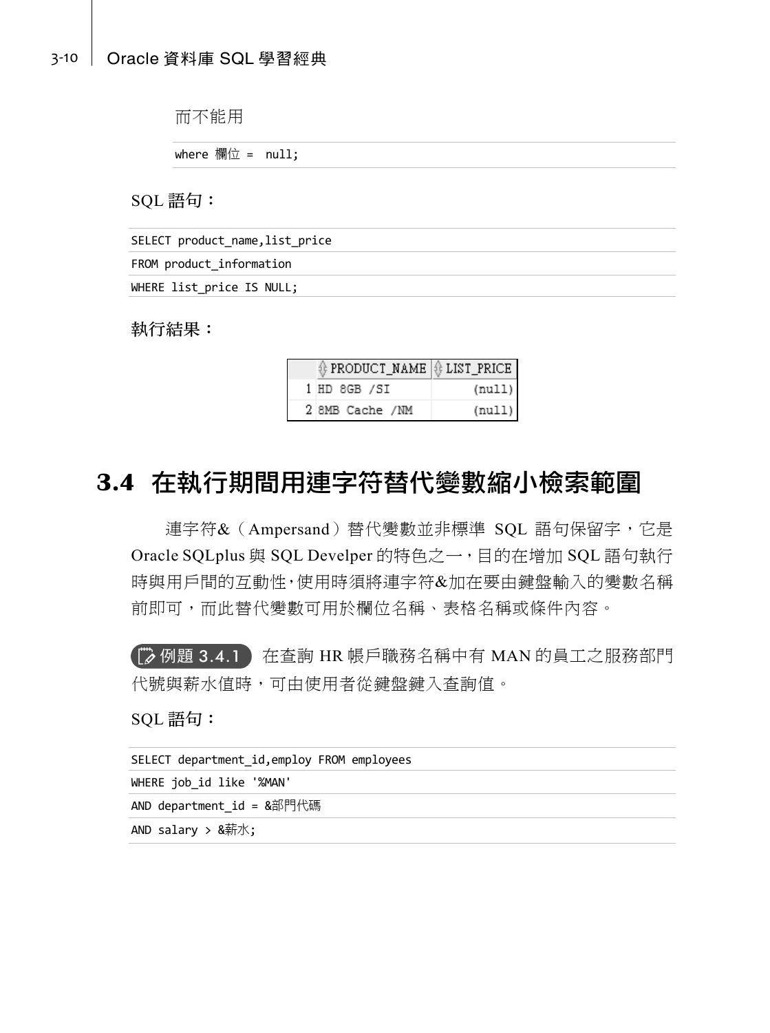而不能用

```
where 欄位 =  null;
```

**SQL 語句：**

```
SELECT product_name,list_price
FROM product_information
WHERE list_price IS NULL;
```

**執行結果：**

| | PRODUCT_NAME | LIST_PRICE |
|---|---|---|
| 1 | HD 8GB /SI | (null) |
| 2 | 8MB Cache /NM | (null) |

## 3.4 在執行期間用連字符替代變數縮小檢索範圍

連字符&（Ampersand）替代變數並非標準 SQL 語句保留字，它是 Oracle SQLplus 與 SQL Develper 的特色之一，目的在增加 SQL 語句執行時與用戶間的互動性，使用時須將連字符&加在要由鍵盤輸入的變數名稱前即可，而此替代變數可用於欄位名稱、表格名稱或條件內容。

**例題 3.4.1** 在查詢 HR 帳戶職務名稱中有 MAN 的員工之服務部門代號與薪水值時，可由使用者從鍵盤鍵入查詢值。

**SQL 語句：**

```
SELECT department_id,employ FROM employees
WHERE job_id like '%MAN'
AND department_id = &部門代碼
AND salary > &薪水;
```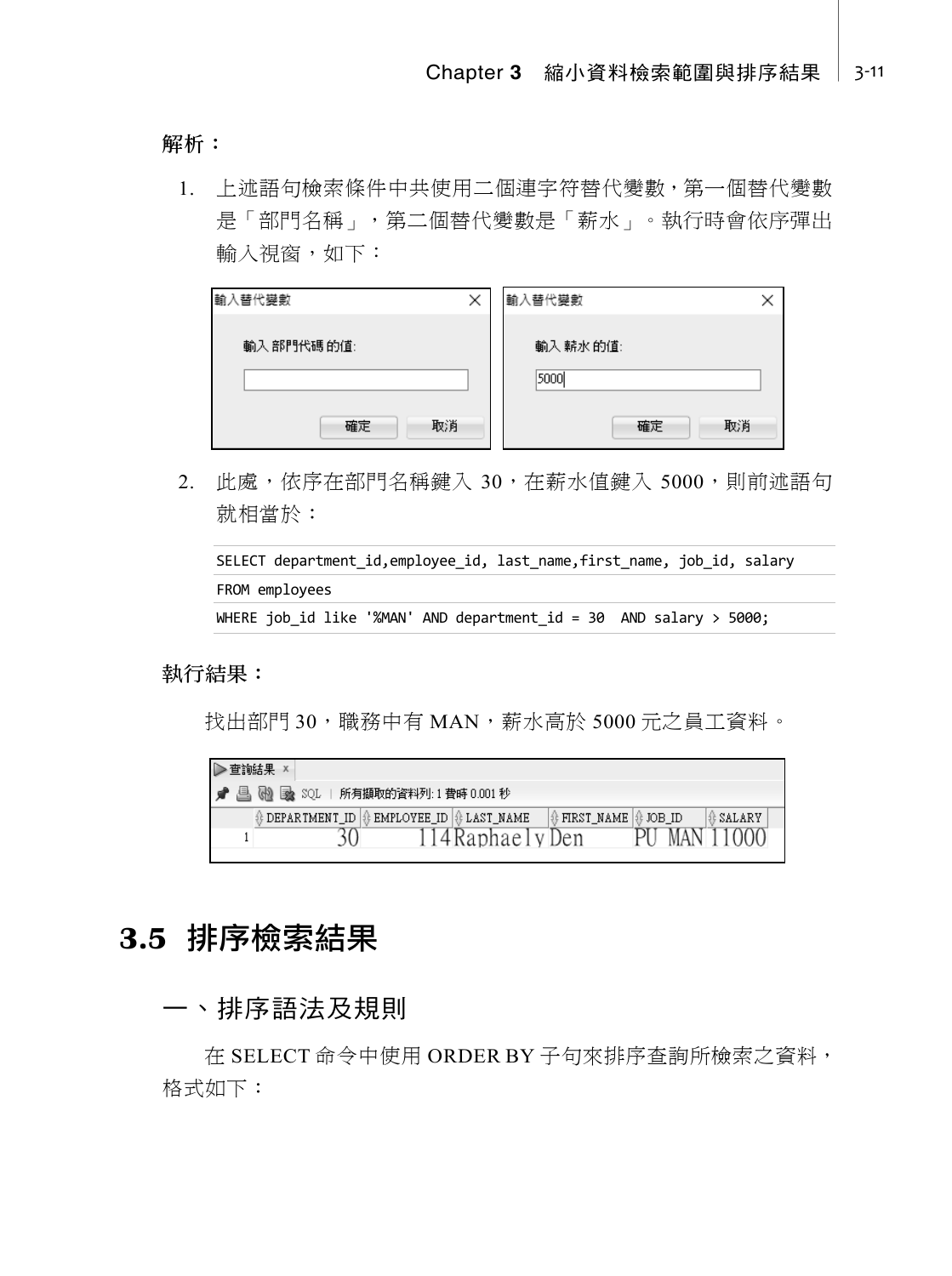**解析：**

1. 上述語句檢索條件中共使用二個連字符替代變數，第一個替代變數是「部門名稱」，第二個替代變數是「薪水」。執行時會依序彈出輸入視窗，如下：

| 輸入替代變數 | 輸入替代變數 |
|---|---|
| 輸入 部門代碼 的值: | 輸入 薪水 的值: |
| | 5000 |
| 確定　取消 | 確定　取消 |

2. 此處，依序在部門名稱鍵入 30，在薪水值鍵入 5000，則前述語句就相當於：

```
SELECT department_id,employee_id, last_name,first_name, job_id, salary
FROM employees
WHERE job_id like '%MAN' AND department_id = 30  AND salary > 5000;
```

**執行結果：**

找出部門 30，職務中有 MAN，薪水高於 5000 元之員工資料。

查詢結果　所有擷取的資料列: 1 費時 0.001 秒

| | DEPARTMENT_ID | EMPLOYEE_ID | LAST_NAME | FIRST_NAME | JOB_ID | SALARY |
|---|---|---|---|---|---|---|
| 1 | 30 | 114 | Raphaely | Den | PU_MAN | 11000 |

# 3.5 排序檢索結果

## 一、排序語法及規則

在 SELECT 命令中使用 ORDER BY 子句來排序查詢所檢索之資料，格式如下：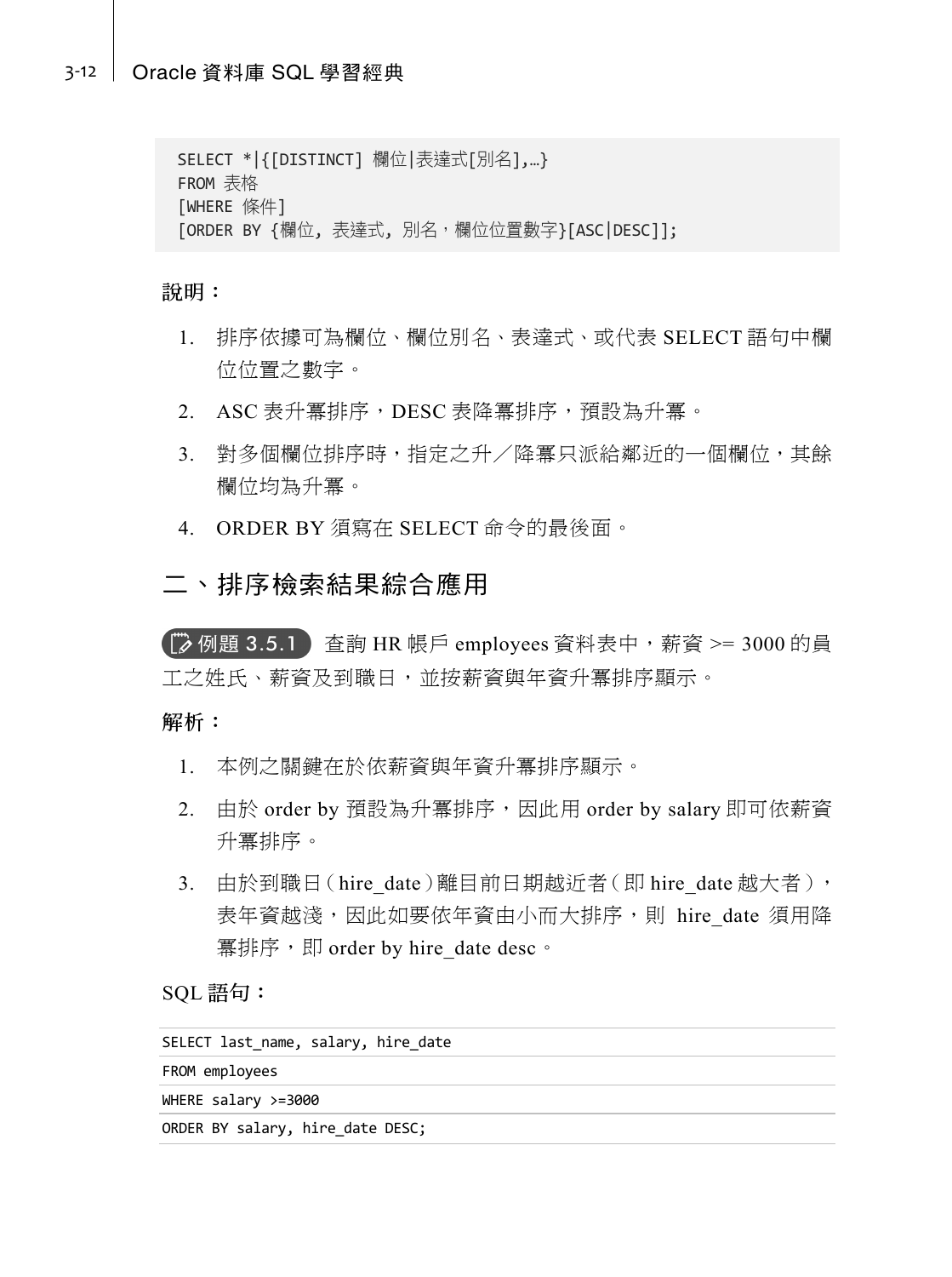```
SELECT *|{[DISTINCT] 欄位|表達式[別名],…}
FROM 表格
[WHERE 條件]
[ORDER BY {欄位, 表達式, 別名，欄位位置數字}[ASC|DESC]];
```

**說明：**

1. 排序依據可為欄位、欄位別名、表達式、或代表 SELECT 語句中欄位位置之數字。
2. ASC 表升冪排序，DESC 表降冪排序，預設為升冪。
3. 對多個欄位排序時，指定之升／降冪只派給鄰近的一個欄位，其餘欄位均為升冪。
4. ORDER BY 須寫在 SELECT 命令的最後面。

## 二、排序檢索結果綜合應用

**例題 3.5.1** 查詢 HR 帳戶 employees 資料表中，薪資 >= 3000 的員工之姓氏、薪資及到職日，並按薪資與年資升冪排序顯示。

**解析：**

1. 本例之關鍵在於依薪資與年資升冪排序顯示。
2. 由於 order by 預設為升冪排序，因此用 order by salary 即可依薪資升冪排序。
3. 由於到職日（hire_date）離目前日期越近者（即 hire_date 越大者），表年資越淺，因此如要依年資由小而大排序，則 hire_date 須用降冪排序，即 order by hire_date desc。

SQL 語句：

```
SELECT last_name, salary, hire_date
FROM employees
WHERE salary >=3000
ORDER BY salary, hire_date DESC;
```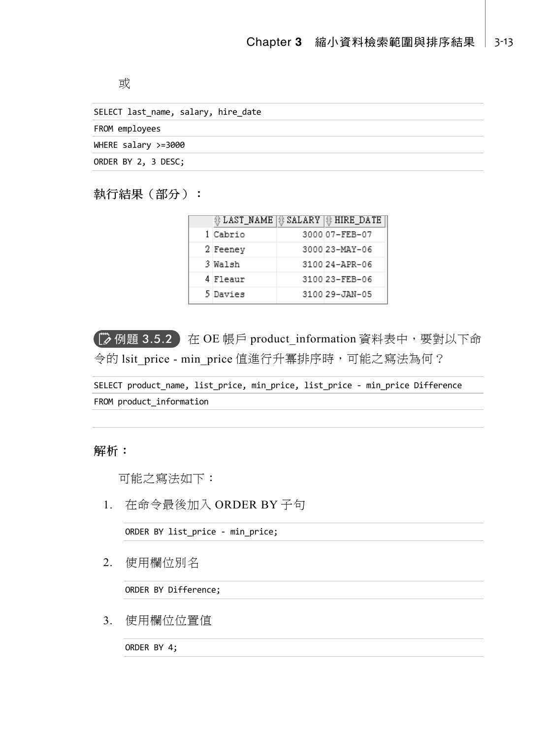或

```
SELECT last_name, salary, hire_date
FROM employees
WHERE salary >=3000
ORDER BY 2, 3 DESC;
```

**執行結果（部分）：**

| | LAST_NAME | SALARY | HIRE_DATE |
|---|---|---|---|
| 1 | Cabrio | 3000 | 07-FEB-07 |
| 2 | Feeney | 3000 | 23-MAY-06 |
| 3 | Walsh | 3100 | 24-APR-06 |
| 4 | Fleaur | 3100 | 23-FEB-06 |
| 5 | Davies | 3100 | 29-JAN-05 |

**例題 3.5.2** 在 OE 帳戶 product_information 資料表中，要對以下命令的 lsit_price - min_price 值進行升冪排序時，可能之寫法為何？

```
SELECT product_name, list_price, min_price, list_price - min_price Difference
FROM product_information
```

**解析：**

可能之寫法如下：

1. 在命令最後加入 ORDER BY 子句

```
ORDER BY list_price - min_price;
```

2. 使用欄位別名

```
ORDER BY Difference;
```

3. 使用欄位位置值

```
ORDER BY 4;
```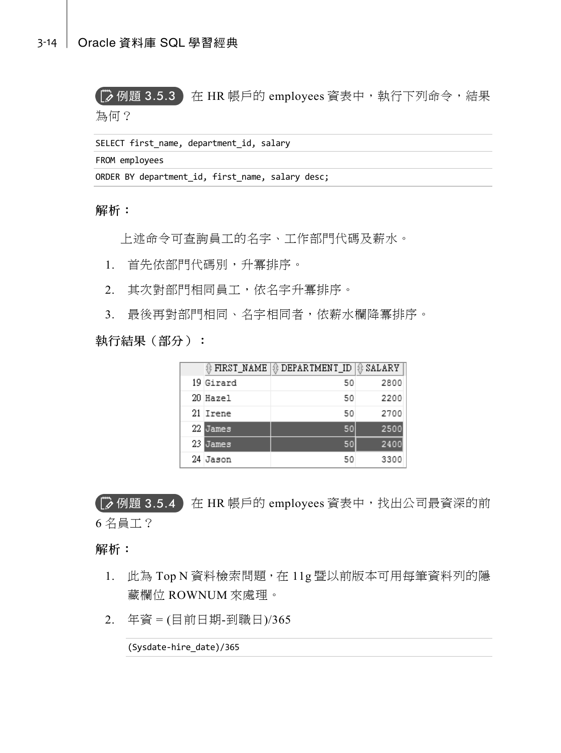**例題 3.5.3** 在 HR 帳戶的 employees 資表中，執行下列命令，結果為何？

```
SELECT first_name, department_id, salary
FROM employees
ORDER BY department_id, first_name, salary desc;
```

**解析：**

上述命令可查詢員工的名字、工作部門代碼及薪水。

1. 首先依部門代碼別，升冪排序。
2. 其次對部門相同員工，依名字升冪排序。
3. 最後再對部門相同、名字相同者，依薪水欄降冪排序。

**執行結果（部分）：**

| | FIRST_NAME | DEPARTMENT_ID | SALARY |
|---|---|---|---|
| 19 | Girard | 50 | 2800 |
| 20 | Hazel | 50 | 2200 |
| 21 | Irene | 50 | 2700 |
| 22 | James | 50 | 2500 |
| 23 | James | 50 | 2400 |
| 24 | Jason | 50 | 3300 |

**例題 3.5.4** 在 HR 帳戶的 employees 資表中，找出公司最資深的前 6 名員工？

**解析：**

1. 此為 Top N 資料檢索問題，在 11g 暨以前版本可用每筆資料列的隱藏欄位 ROWNUM 來處理。
2. 年資 = (目前日期-到職日)/365

```
(Sysdate-hire_date)/365
```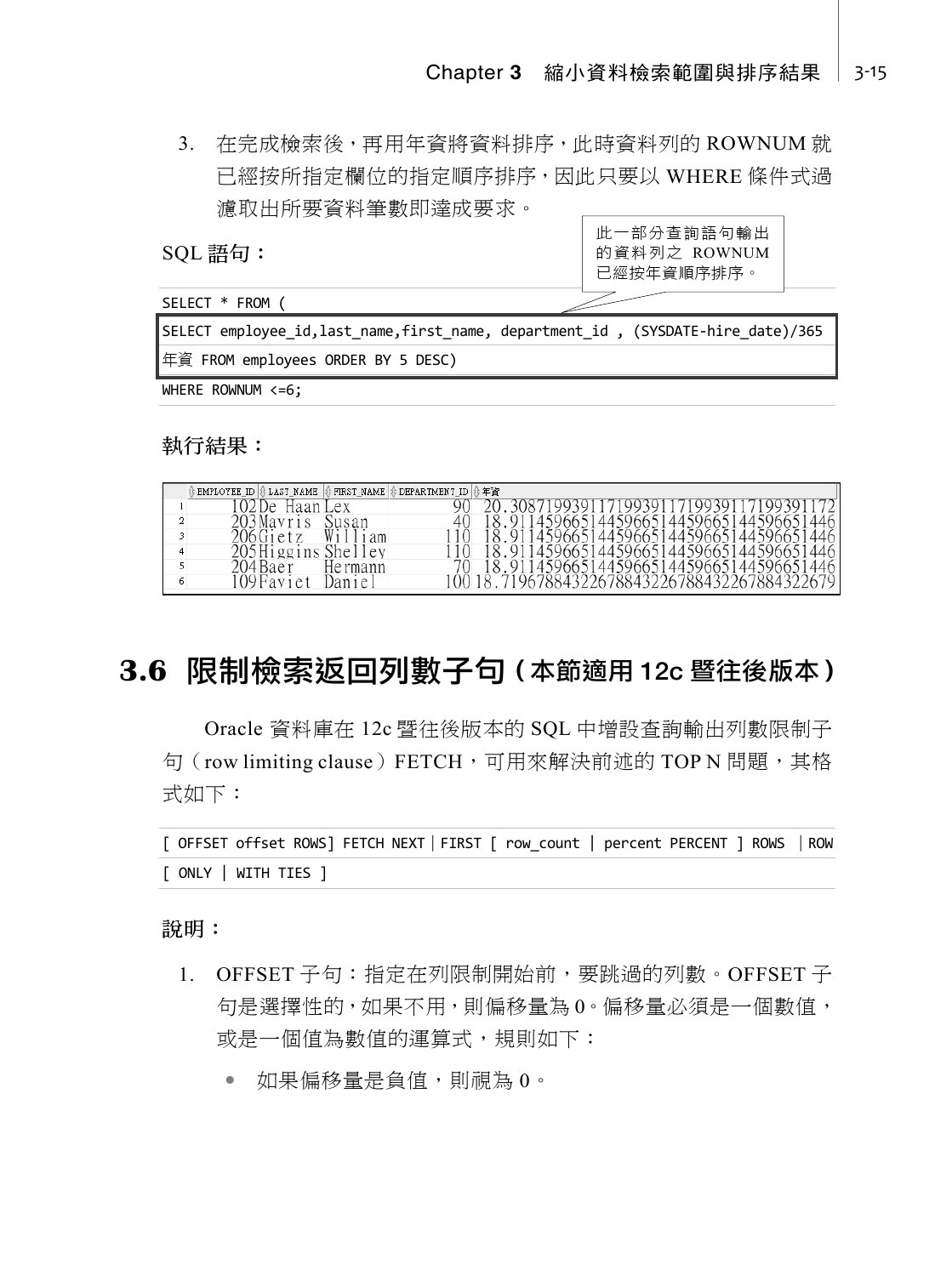3. 在完成檢索後，再用年資將資料排序，此時資料列的 ROWNUM 就已經按所指定欄位的指定順序排序，因此只要以 WHERE 條件式過濾取出所要資料筆數即達成要求。

SQL 語句：

此一部分查詢語句輸出的資料列之 ROWNUM 已經按年資順序排序。

```
SELECT * FROM (
SELECT employee_id,last_name,first_name, department_id , (SYSDATE-hire_date)/365
年資 FROM employees ORDER BY 5 DESC)
WHERE ROWNUM <=6;
```

執行結果：

| | EMPLOYEE_ID | LAST_NAME | FIRST_NAME | DEPARTMENT_ID | 年資 |
|---|---|---|---|---|---|
| 1 | 102 | De Haan | Lex | 90 | 20.3087199391171993911719939117199391172 |
| 2 | 203 | Mavris | Susan | 40 | 18.9114596651445966514459665144596651446 |
| 3 | 206 | Gietz | William | 110 | 18.9114596651445966514459665144596651446 |
| 4 | 205 | Higgins | Shelley | 110 | 18.9114596651445966514459665144596651446 |
| 5 | 204 | Baer | Hermann | 70 | 18.9114596651445966514459665144596651446 |
| 6 | 109 | Faviet | Daniel | 100 | 18.7196788432267884322678843226788432267 9 |

## 3.6 限制檢索返回列數子句（本節適用 12c 暨往後版本）

Oracle 資料庫在 12c 暨往後版本的 SQL 中增設查詢輸出列數限制子句（row limiting clause）FETCH，可用來解決前述的 TOP N 問題，其格式如下：

```
[ OFFSET offset ROWS] FETCH NEXT | FIRST [ row_count | percent PERCENT ] ROWS | ROW
[ ONLY | WITH TIES ]
```

說明：

1. OFFSET 子句：指定在列限制開始前，要跳過的列數。OFFSET 子句是選擇性的，如果不用，則偏移量為 0。偏移量必須是一個數值，或是一個值為數值的運算式，規則如下：
   - 如果偏移量是負值，則視為 0。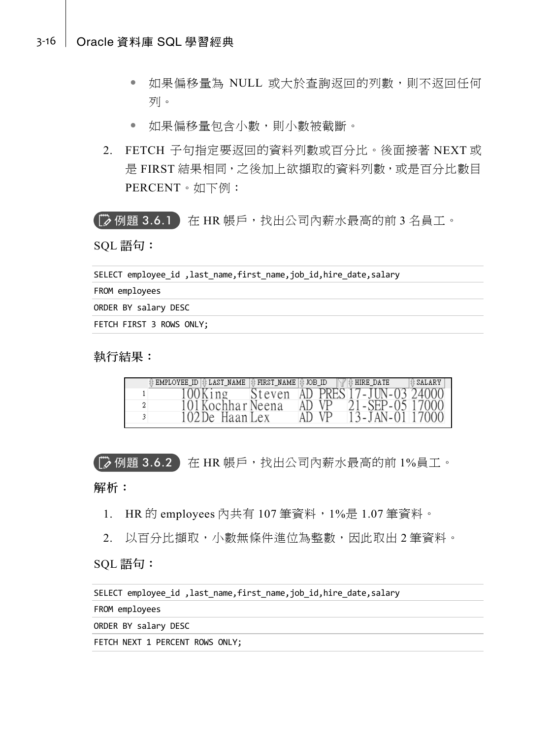- 如果偏移量為 NULL 或大於查詢返回的列數，則不返回任何列。
- 如果偏移量包含小數，則小數被截斷。

2. FETCH 子句指定要返回的資料列數或百分比。後面接著 NEXT 或是 FIRST 結果相同，之後加上欲擷取的資料列數，或是百分比數目 PERCENT。如下例：

**例題 3.6.1** 在 HR 帳戶，找出公司內薪水最高的前 3 名員工。

**SQL 語句：**

```
SELECT employee_id ,last_name,first_name,job_id,hire_date,salary
FROM employees
ORDER BY salary DESC
FETCH FIRST 3 ROWS ONLY;
```

**執行結果：**

| | EMPLOYEE_ID | LAST_NAME | FIRST_NAME | JOB_ID | HIRE_DATE | SALARY |
|---|---|---|---|---|---|---|
| 1 | 100 | King | Steven | AD_PRES | 17-JUN-03 | 24000 |
| 2 | 101 | Kochhar | Neena | AD_VP | 21-SEP-05 | 17000 |
| 3 | 102 | De Haan | Lex | AD_VP | 13-JAN-01 | 17000 |

**例題 3.6.2** 在 HR 帳戶，找出公司內薪水最高的前 1%員工。

**解析：**

1. HR 的 employees 內共有 107 筆資料，1%是 1.07 筆資料。
2. 以百分比擷取，小數無條件進位為整數，因此取出 2 筆資料。

**SQL 語句：**

```
SELECT employee_id ,last_name,first_name,job_id,hire_date,salary
FROM employees
ORDER BY salary DESC
FETCH NEXT 1 PERCENT ROWS ONLY;
```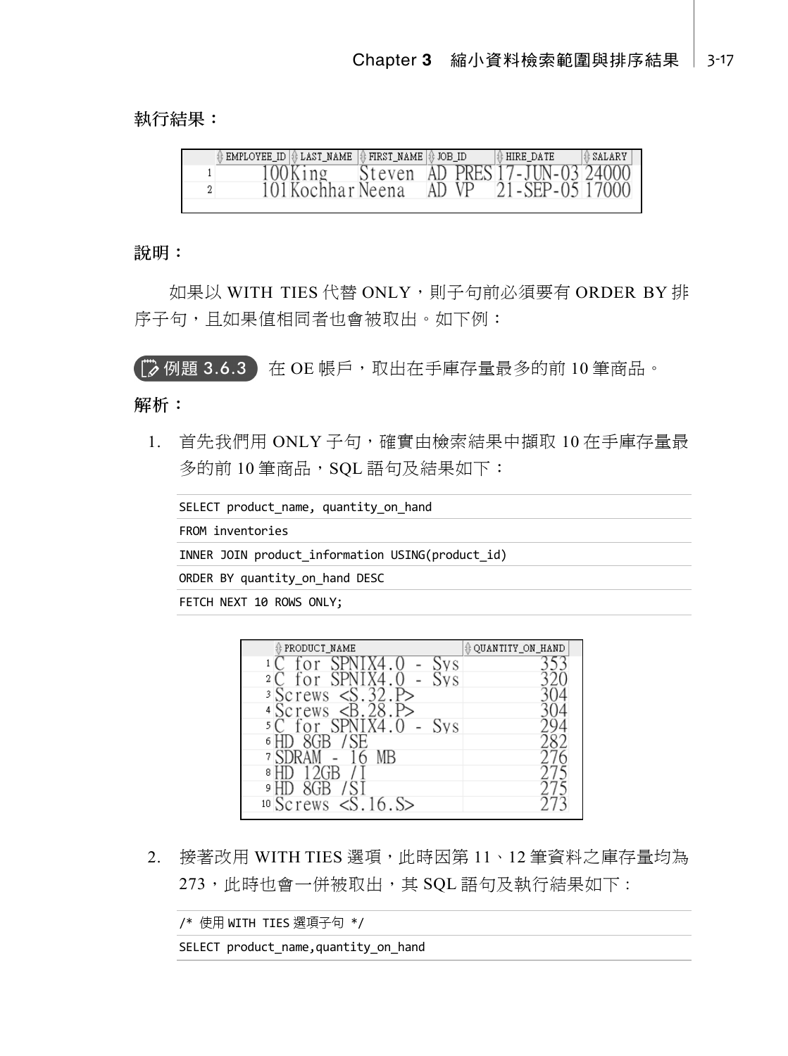**執行結果：**

| | EMPLOYEE_ID | LAST_NAME | FIRST_NAME | JOB_ID | HIRE_DATE | SALARY |
|---|---|---|---|---|---|---|
| 1 | 100 | King | Steven | AD_PRES | 17-JUN-03 | 24000 |
| 2 | 101 | Kochhar | Neena | AD_VP | 21-SEP-05 | 17000 |

**說明：**

如果以 WITH TIES 代替 ONLY，則子句前必須要有 ORDER BY 排序子句，且如果值相同者也會被取出。如下例：

**例題 3.6.3** 在 OE 帳戶，取出在手庫存量最多的前 10 筆商品。

**解析：**

1. 首先我們用 ONLY 子句，確實由檢索結果中擷取 10 在手庫存量最多的前 10 筆商品，SQL 語句及結果如下：

```
SELECT product_name, quantity_on_hand
FROM inventories
INNER JOIN product_information USING(product_id)
ORDER BY quantity_on_hand DESC
FETCH NEXT 10 ROWS ONLY;
```

| | PRODUCT_NAME | QUANTITY_ON_HAND |
|---|---|---|
| 1 | C for SPNIX4.0 - Sys | 353 |
| 2 | C for SPNIX4.0 - Sys | 320 |
| 3 | Screws <S.32.P> | 304 |
| 4 | Screws <B.28.P> | 304 |
| 5 | C for SPNIX4.0 - Sys | 294 |
| 6 | HD 8GB /SE | 282 |
| 7 | SDRAM - 16 MB | 276 |
| 8 | HD 12GB /I | 275 |
| 9 | HD 8GB /SI | 275 |
| 10 | Screws <S.16.S> | 273 |

2. 接著改用 WITH TIES 選項，此時因第 11、12 筆資料之庫存量均為 273，此時也會一併被取出，其 SQL 語句及執行結果如下：

```
/* 使用 WITH TIES 選項子句 */
SELECT product_name,quantity_on_hand
```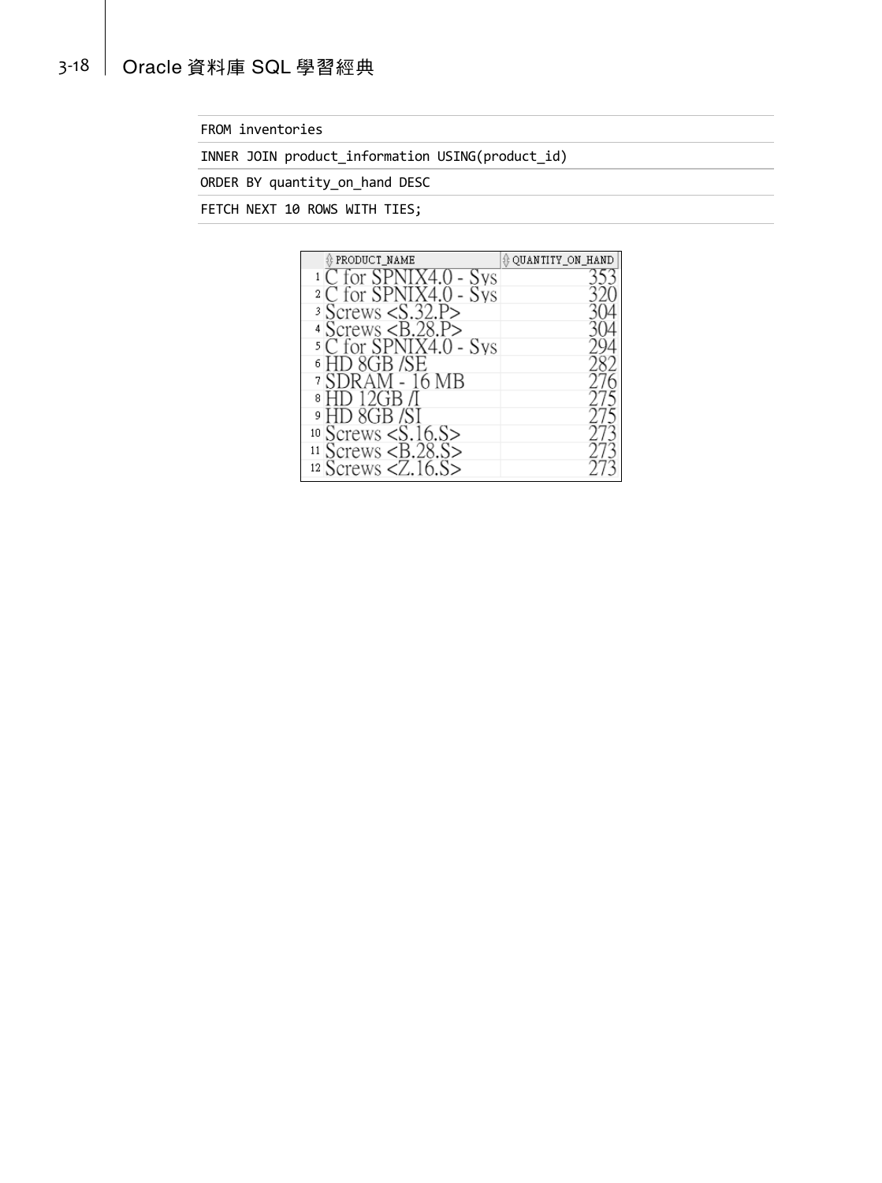```
FROM inventories
INNER JOIN product_information USING(product_id)
ORDER BY quantity_on_hand DESC
FETCH NEXT 10 ROWS WITH TIES;
```

| | PRODUCT_NAME | QUANTITY_ON_HAND |
|---|---|---|
| 1 | C for SPNIX4.0 - Sys | 353 |
| 2 | C for SPNIX4.0 - Sys | 320 |
| 3 | Screws <S.32.P> | 304 |
| 4 | Screws <B.28.P> | 304 |
| 5 | C for SPNIX4.0 - Sys | 294 |
| 6 | HD 8GB /SE | 282 |
| 7 | SDRAM - 16 MB | 276 |
| 8 | HD 12GB /I | 275 |
| 9 | HD 8GB /SI | 275 |
| 10 | Screws <S.16.S> | 273 |
| 11 | Screws <B.28.S> | 273 |
| 12 | Screws <Z.16.S> | 273 |